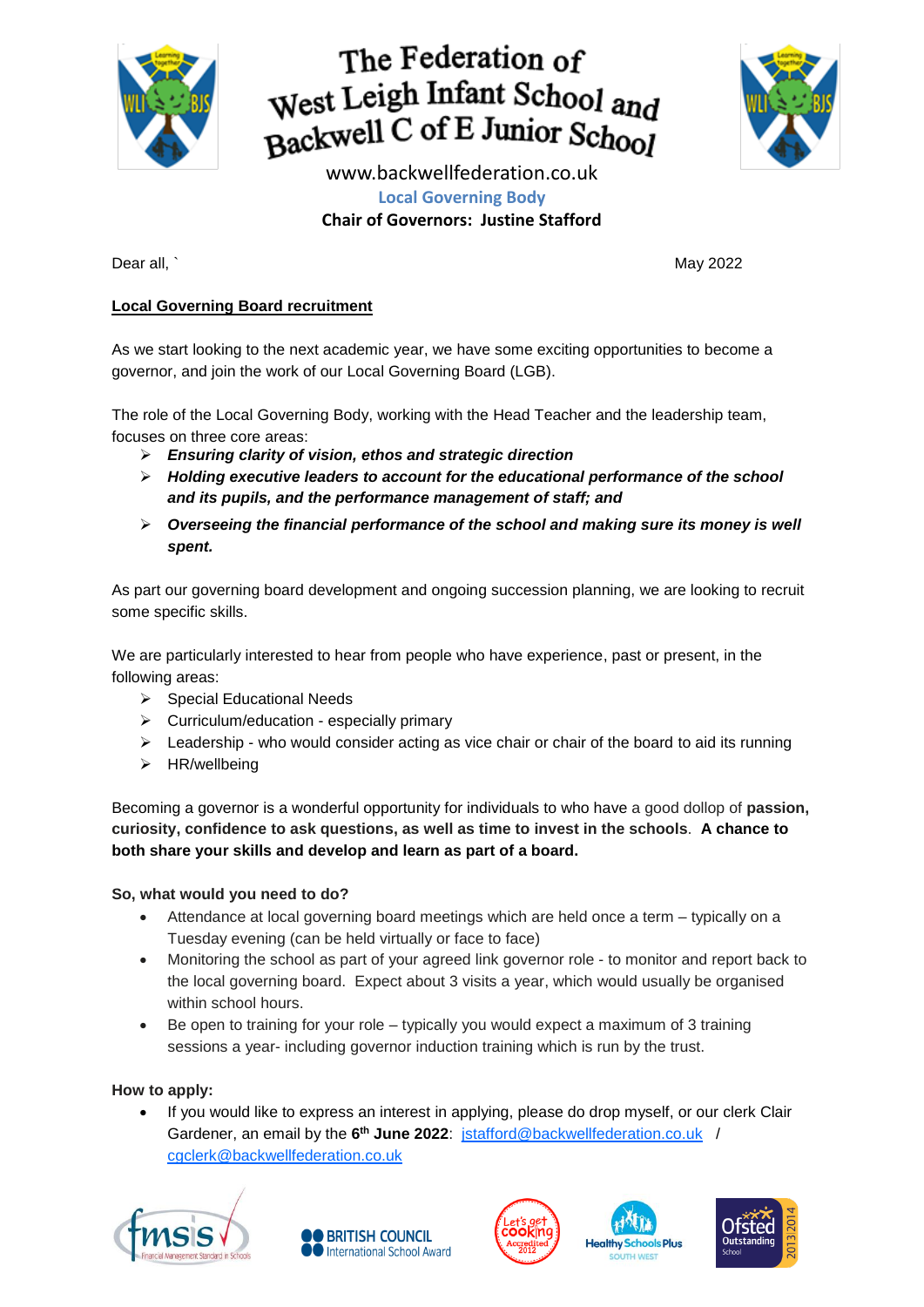# The Federation of West Leigh Infant School and Backwell C of E Junior School

www.backwellfederation.co.uk

**Local Governing Body**

**Chair of Governors: Justine Stafford**

Dear all, `

May 2022

**Local Governing Board recruitment**

As we start looking to the next academic year, we have some exciting opportunities to become a governor, and join the work of our Local Governing Board (LGB).

The role of the Local Governing Body, working with the Head Teacher and the leadership team, focuses on three core areas:

- ***Ensuring clarity of vision, ethos and strategic direction***
- ***Holding executive leaders to account for the educational performance of the school and its pupils, and the performance management of staff; and***
- ***Overseeing the financial performance of the school and making sure its money is well spent.***

As part our governing board development and ongoing succession planning, we are looking to recruit some specific skills.

We are particularly interested to hear from people who have experience, past or present, in the following areas:

- Special Educational Needs
- Curriculum/education - especially primary
- Leadership - who would consider acting as vice chair or chair of the board to aid its running
- HR/wellbeing

Becoming a governor is a wonderful opportunity for individuals to who have a good dollop of **passion, curiosity, confidence to ask questions, as well as time to invest in the schools**. **A chance to both share your skills and develop and learn as part of a board.**

**So, what would you need to do?**

- Attendance at local governing board meetings which are held once a term – typically on a Tuesday evening (can be held virtually or face to face)
- Monitoring the school as part of your agreed link governor role - to monitor and report back to the local governing board. Expect about 3 visits a year, which would usually be organised within school hours.
- Be open to training for your role – typically you would expect a maximum of 3 training sessions a year- including governor induction training which is run by the trust.

**How to apply:**

- If you would like to express an interest in applying, please do drop myself, or our clerk Clair Gardener, an email by the **6th June 2022**: jstafford@backwellfederation.co.uk / cgclerk@backwellfederation.co.uk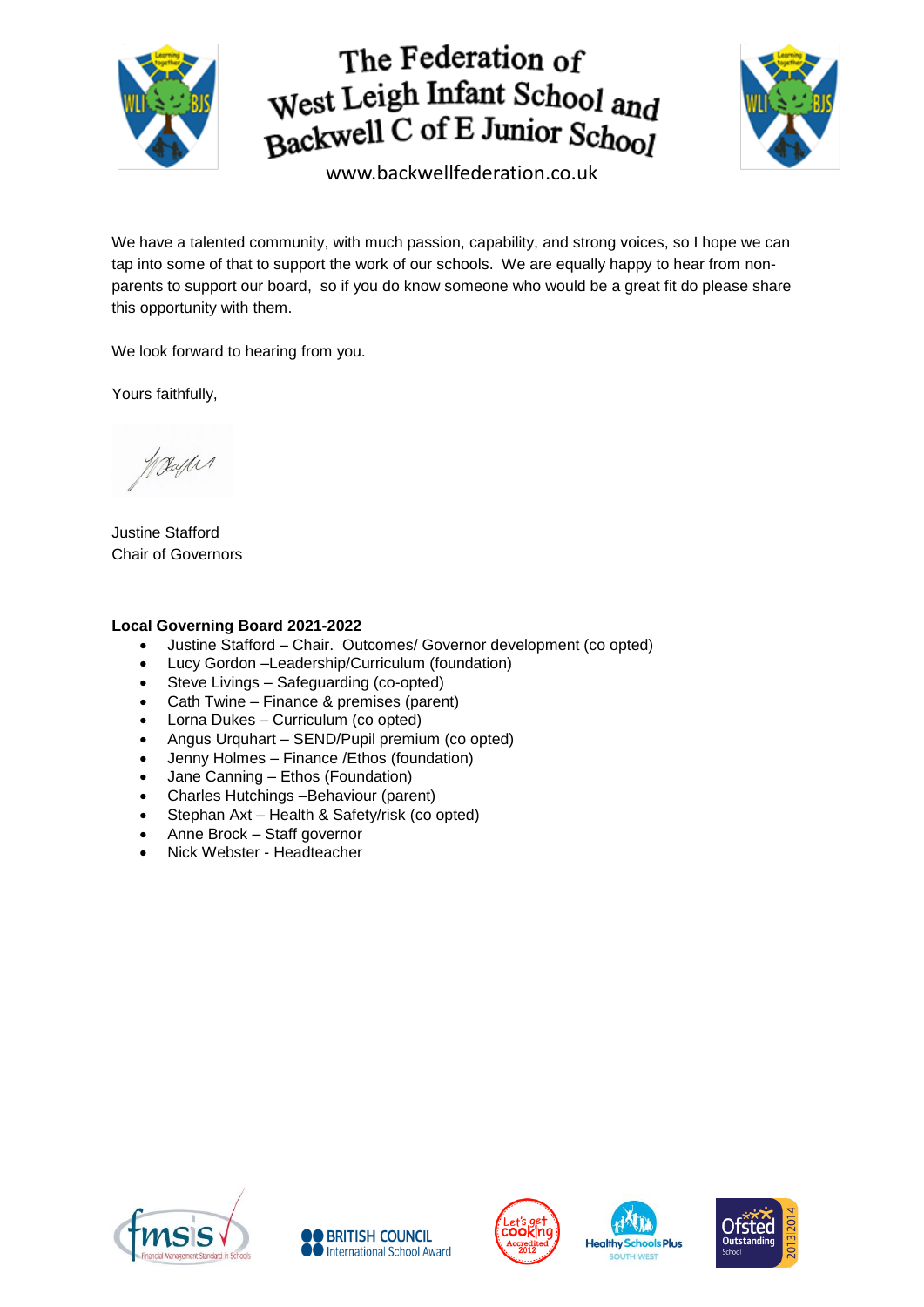# The Federation of West Leigh Infant School and Backwell C of E Junior School

www.backwellfederation.co.uk

We have a talented community, with much passion, capability, and strong voices, so I hope we can tap into some of that to support the work of our schools. We are equally happy to hear from non-parents to support our board, so if you do know someone who would be a great fit do please share this opportunity with them.

We look forward to hearing from you.

Yours faithfully,

Justine Stafford
Chair of Governors

**Local Governing Board 2021-2022**

- Justine Stafford – Chair. Outcomes/ Governor development (co opted)
- Lucy Gordon –Leadership/Curriculum (foundation)
- Steve Livings – Safeguarding (co-opted)
- Cath Twine – Finance & premises (parent)
- Lorna Dukes – Curriculum (co opted)
- Angus Urquhart – SEND/Pupil premium (co opted)
- Jenny Holmes – Finance /Ethos (foundation)
- Jane Canning – Ethos (Foundation)
- Charles Hutchings –Behaviour (parent)
- Stephan Axt – Health & Safety/risk (co opted)
- Anne Brock – Staff governor
- Nick Webster - Headteacher